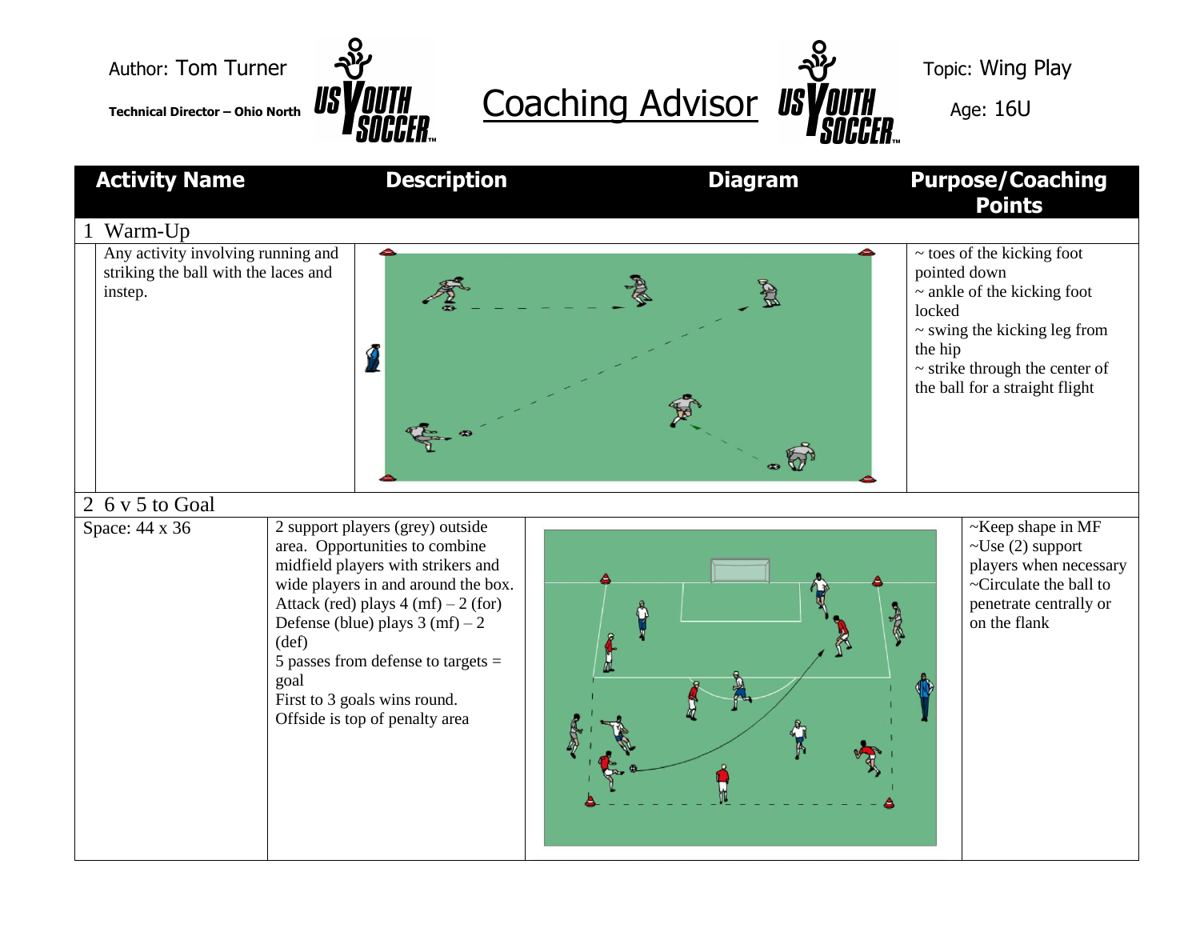Author: Tom Turner

**Technical Director – Ohio North**

# Coaching Advisor

Topic: Wing Play

Age: 16U

| Activity Name | Description | Diagram | Purpose/Coaching Points |
|---|---|---|---|
| **1 Warm-Up** | | | |
| | Any activity involving running and striking the ball with the laces and instep. | | ~ toes of the kicking foot pointed down<br>~ ankle of the kicking foot locked<br>~ swing the kicking leg from the hip<br>~ strike through the center of the ball for a straight flight |
| **2 6 v 5 to Goal** | | | |
| Space: 44 x 36 | 2 support players (grey) outside area. Opportunities to combine midfield players with strikers and wide players in and around the box.<br>Attack (red) plays 4 (mf) – 2 (for)<br>Defense (blue) plays 3 (mf) – 2 (def)<br>5 passes from defense to targets = goal<br>First to 3 goals wins round.<br>Offside is top of penalty area | | ~Keep shape in MF<br>~Use (2) support players when necessary<br>~Circulate the ball to penetrate centrally or on the flank |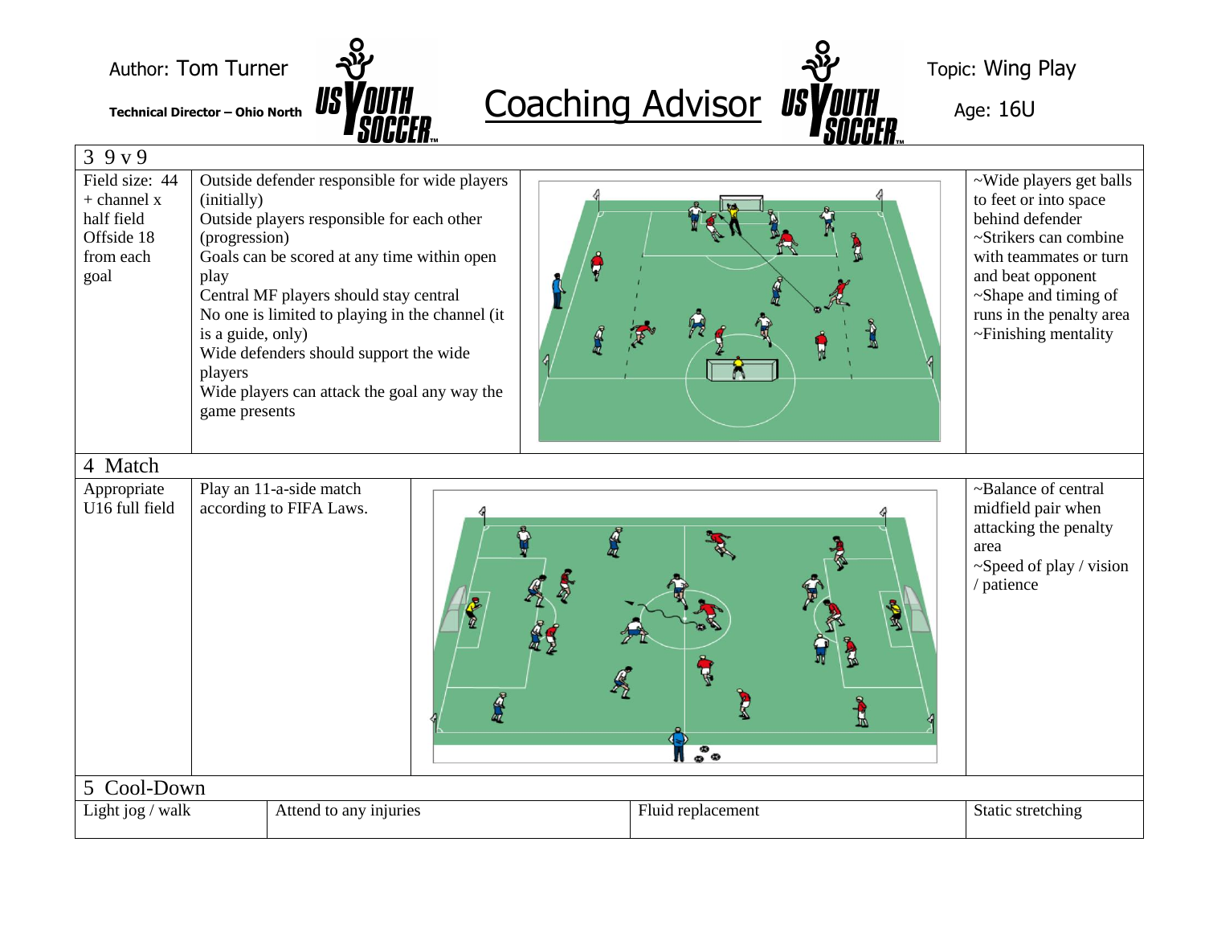Author: Tom Turner

**Technical Director – Ohio North**

# Coaching Advisor

Topic: Wing Play

Age: 16U

## 3 9 v 9

| | | |
|---|---|---|
| Field size: 44 + channel x half field<br>Offside 18 from each goal | Outside defender responsible for wide players (initially)<br>Outside players responsible for each other (progression)<br>Goals can be scored at any time within open play<br>Central MF players should stay central<br>No one is limited to playing in the channel (it is a guide, only)<br>Wide defenders should support the wide players<br>Wide players can attack the goal any way the game presents | ~Wide players get balls to feet or into space behind defender<br>~Strikers can combine with teammates or turn and beat opponent<br>~Shape and timing of runs in the penalty area<br>~Finishing mentality |

## 4 Match

| | | |
|---|---|---|
| Appropriate U16 full field | Play an 11-a-side match according to FIFA Laws. | ~Balance of central midfield pair when attacking the penalty area<br>~Speed of play / vision / patience |

## 5 Cool-Down

| | | | |
|---|---|---|---|
| Light jog / walk | Attend to any injuries | Fluid replacement | Static stretching |